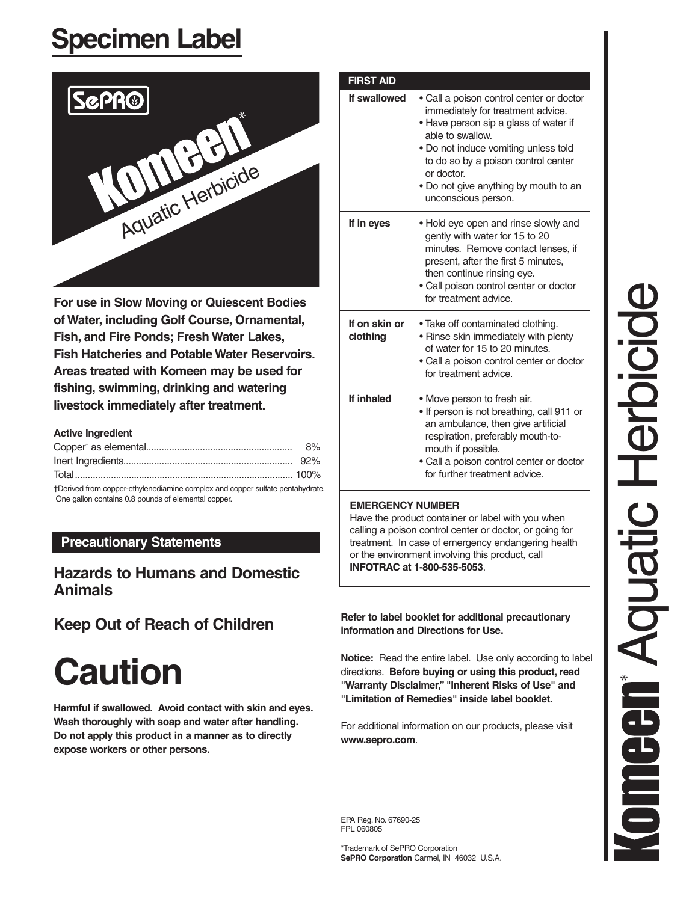# Specimen Label

SePRO

# Komeen*

## Aquatic Herbicide

**For use in Slow Moving or Quiescent Bodies of Water, including Golf Course, Ornamental, Fish, and Fire Ponds; Fresh Water Lakes, Fish Hatcheries and Potable Water Reservoirs. Areas treated with Komeen may be used for fishing, swimming, drinking and watering livestock immediately after treatment.**

**Active Ingredient**

| | |
|---|---|
| Copper† as elemental | 8% |
| Inert Ingredients | 92% |
| Total | 100% |

†Derived from copper-ethylenediamine complex and copper sulfate pentahydrate. One gallon contains 0.8 pounds of elemental copper.

## Precautionary Statements

## Hazards to Humans and Domestic Animals

## Keep Out of Reach of Children

# Caution

**Harmful if swallowed. Avoid contact with skin and eyes. Wash thoroughly with soap and water after handling. Do not apply this product in a manner as to directly expose workers or other persons.**

| FIRST AID | |
|---|---|
| **If swallowed** | • Call a poison control center or doctor immediately for treatment advice.<br>• Have person sip a glass of water if able to swallow.<br>• Do not induce vomiting unless told to do so by a poison control center or doctor.<br>• Do not give anything by mouth to an unconscious person. |
| **If in eyes** | • Hold eye open and rinse slowly and gently with water for 15 to 20 minutes. Remove contact lenses, if present, after the first 5 minutes, then continue rinsing eye.<br>• Call poison control center or doctor for treatment advice. |
| **If on skin or clothing** | • Take off contaminated clothing.<br>• Rinse skin immediately with plenty of water for 15 to 20 minutes.<br>• Call a poison control center or doctor for treatment advice. |
| **If inhaled** | • Move person to fresh air.<br>• If person is not breathing, call 911 or an ambulance, then give artificial respiration, preferably mouth-to-mouth if possible.<br>• Call a poison control center or doctor for further treatment advice. |

**EMERGENCY NUMBER**

Have the product container or label with you when calling a poison control center or doctor, or going for treatment. In case of emergency endangering health or the environment involving this product, call **INFOTRAC at 1-800-535-5053**.

**Refer to label booklet for additional precautionary information and Directions for Use.**

**Notice:** Read the entire label. Use only according to label directions. **Before buying or using this product, read "Warranty Disclaimer," "Inherent Risks of Use" and "Limitation of Remedies" inside label booklet.**

For additional information on our products, please visit **www.sepro.com**.

EPA Reg. No. 67690-25
FPL 060805

*Trademark of SePRO Corporation
**SePRO Corporation** Carmel, IN 46032 U.S.A.

**Komeen*** Aquatic Herbicide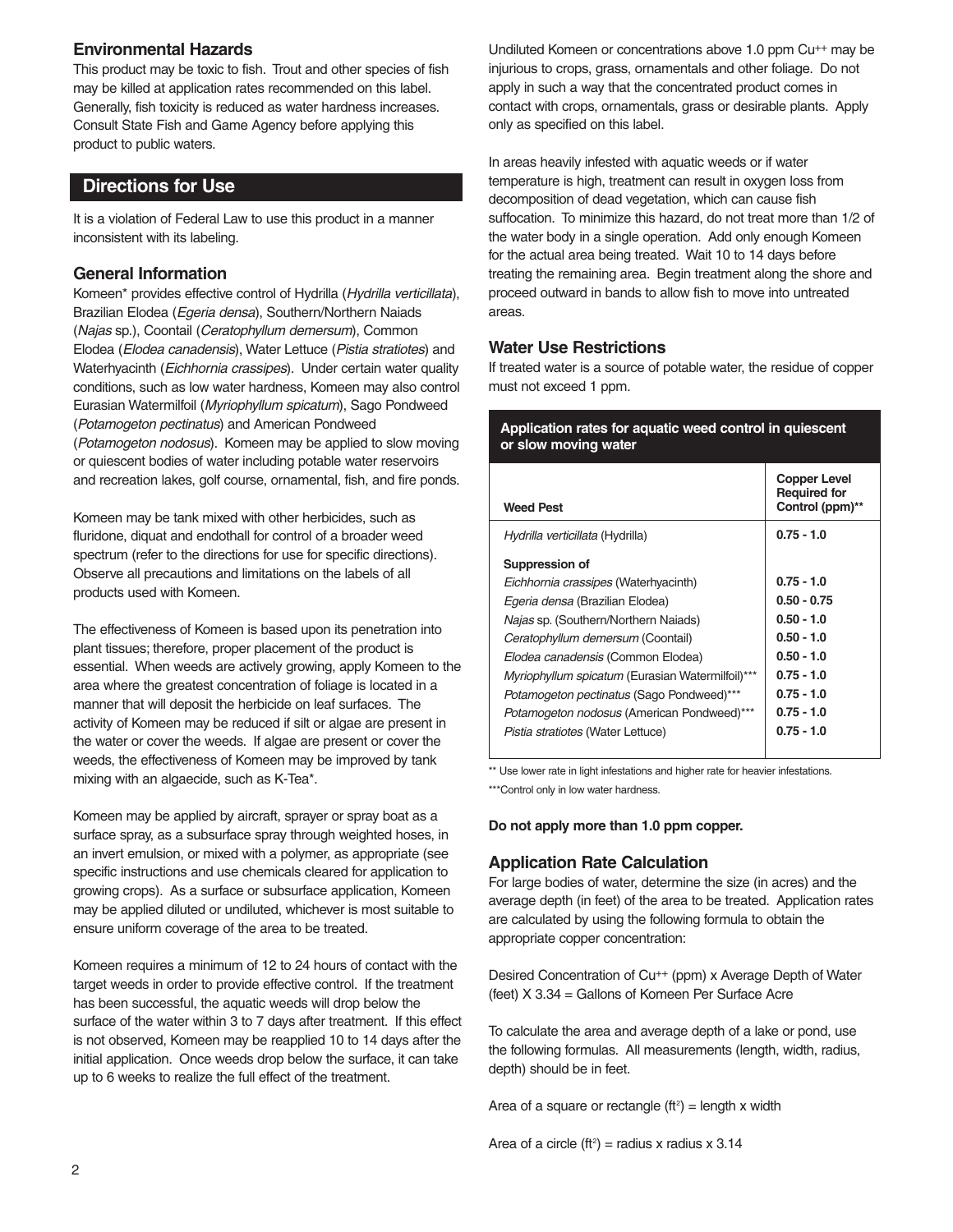## Environmental Hazards

This product may be toxic to fish. Trout and other species of fish may be killed at application rates recommended on this label. Generally, fish toxicity is reduced as water hardness increases. Consult State Fish and Game Agency before applying this product to public waters.

# Directions for Use

It is a violation of Federal Law to use this product in a manner inconsistent with its labeling.

## General Information

Komeen* provides effective control of Hydrilla (*Hydrilla verticillata*), Brazilian Elodea (*Egeria densa*), Southern/Northern Naiads (*Najas* sp.), Coontail (*Ceratophyllum demersum*), Common Elodea (*Elodea canadensis*), Water Lettuce (*Pistia stratiotes*) and Waterhyacinth (*Eichhornia crassipes*). Under certain water quality conditions, such as low water hardness, Komeen may also control Eurasian Watermilfoil (*Myriophyllum spicatum*), Sago Pondweed (*Potamogeton pectinatus*) and American Pondweed (*Potamogeton nodosus*). Komeen may be applied to slow moving or quiescent bodies of water including potable water reservoirs and recreation lakes, golf course, ornamental, fish, and fire ponds.

Komeen may be tank mixed with other herbicides, such as fluridone, diquat and endothall for control of a broader weed spectrum (refer to the directions for use for specific directions). Observe all precautions and limitations on the labels of all products used with Komeen.

The effectiveness of Komeen is based upon its penetration into plant tissues; therefore, proper placement of the product is essential. When weeds are actively growing, apply Komeen to the area where the greatest concentration of foliage is located in a manner that will deposit the herbicide on leaf surfaces. The activity of Komeen may be reduced if silt or algae are present in the water or cover the weeds. If algae are present or cover the weeds, the effectiveness of Komeen may be improved by tank mixing with an algaecide, such as K-Tea*.

Komeen may be applied by aircraft, sprayer or spray boat as a surface spray, as a subsurface spray through weighted hoses, in an invert emulsion, or mixed with a polymer, as appropriate (see specific instructions and use chemicals cleared for application to growing crops). As a surface or subsurface application, Komeen may be applied diluted or undiluted, whichever is most suitable to ensure uniform coverage of the area to be treated.

Komeen requires a minimum of 12 to 24 hours of contact with the target weeds in order to provide effective control. If the treatment has been successful, the aquatic weeds will drop below the surface of the water within 3 to 7 days after treatment. If this effect is not observed, Komeen may be reapplied 10 to 14 days after the initial application. Once weeds drop below the surface, it can take up to 6 weeks to realize the full effect of the treatment.

Undiluted Komeen or concentrations above 1.0 ppm $Cu^{++}$ may be injurious to crops, grass, ornamentals and other foliage. Do not apply in such a way that the concentrated product comes in contact with crops, ornamentals, grass or desirable plants. Apply only as specified on this label.

In areas heavily infested with aquatic weeds or if water temperature is high, treatment can result in oxygen loss from decomposition of dead vegetation, which can cause fish suffocation. To minimize this hazard, do not treat more than 1/2 of the water body in a single operation. Add only enough Komeen for the actual area being treated. Wait 10 to 14 days before treating the remaining area. Begin treatment along the shore and proceed outward in bands to allow fish to move into untreated areas.

## Water Use Restrictions

If treated water is a source of potable water, the residue of copper must not exceed 1 ppm.

**Application rates for aquatic weed control in quiescent or slow moving water**

| Weed Pest | Copper Level Required for Control (ppm)** |
|---|---|
| *Hydrilla verticillata* (Hydrilla) | **0.75 - 1.0** |
| **Suppression of** | |
| *Eichhornia crassipes* (Waterhyacinth) | **0.75 - 1.0** |
| *Egeria densa* (Brazilian Elodea) | **0.50 - 0.75** |
| *Najas* sp. (Southern/Northern Naiads) | **0.50 - 1.0** |
| *Ceratophyllum demersum* (Coontail) | **0.50 - 1.0** |
| *Elodea canadensis* (Common Elodea) | **0.50 - 1.0** |
| *Myriophyllum spicatum* (Eurasian Watermilfoil)*** | **0.75 - 1.0** |
| *Potamogeton pectinatus* (Sago Pondweed)*** | **0.75 - 1.0** |
| *Potamogeton nodosus* (American Pondweed)*** | **0.75 - 1.0** |
| *Pistia stratiotes* (Water Lettuce) | **0.75 - 1.0** |

** Use lower rate in light infestations and higher rate for heavier infestations.

***Control only in low water hardness.

**Do not apply more than 1.0 ppm copper.**

## Application Rate Calculation

For large bodies of water, determine the size (in acres) and the average depth (in feet) of the area to be treated. Application rates are calculated by using the following formula to obtain the appropriate copper concentration:

Desired Concentration of $Cu^{++}$ (ppm) x Average Depth of Water (feet) X 3.34 = Gallons of Komeen Per Surface Acre

To calculate the area and average depth of a lake or pond, use the following formulas. All measurements (length, width, radius, depth) should be in feet.

Area of a square or rectangle ($ft^2$) = length x width

Area of a circle ($ft^2$) = radius x radius x 3.14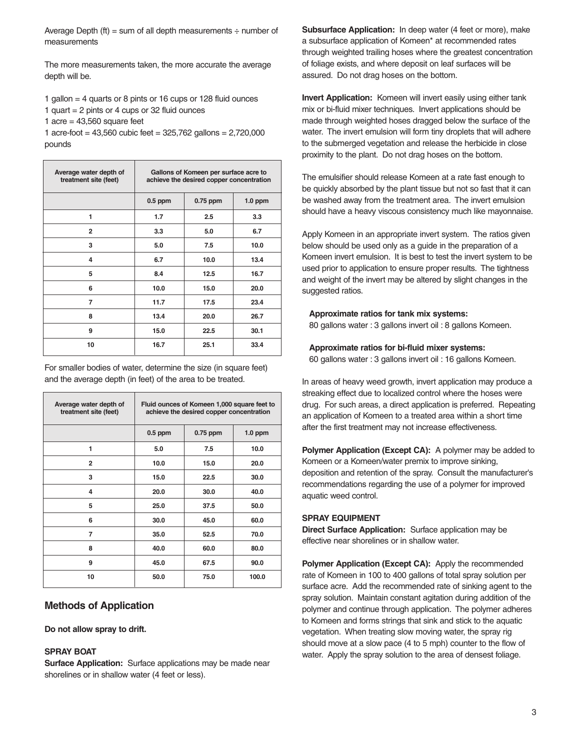Average Depth (ft) = sum of all depth measurements ÷ number of measurements

The more measurements taken, the more accurate the average depth will be.

1 gallon = 4 quarts or 8 pints or 16 cups or 128 fluid ounces
1 quart = 2 pints or 4 cups or 32 fluid ounces
1 acre = 43,560 square feet
1 acre-foot = 43,560 cubic feet = 325,762 gallons = 2,720,000 pounds

| Average water depth of treatment site (feet) | Gallons of Komeen per surface acre to achieve the desired copper concentration | | |
|---|---|---|---|
| | 0.5 ppm | 0.75 ppm | 1.0 ppm |
| 1 | 1.7 | 2.5 | 3.3 |
| 2 | 3.3 | 5.0 | 6.7 |
| 3 | 5.0 | 7.5 | 10.0 |
| 4 | 6.7 | 10.0 | 13.4 |
| 5 | 8.4 | 12.5 | 16.7 |
| 6 | 10.0 | 15.0 | 20.0 |
| 7 | 11.7 | 17.5 | 23.4 |
| 8 | 13.4 | 20.0 | 26.7 |
| 9 | 15.0 | 22.5 | 30.1 |
| 10 | 16.7 | 25.1 | 33.4 |

For smaller bodies of water, determine the size (in square feet) and the average depth (in feet) of the area to be treated.

| Average water depth of treatment site (feet) | Fluid ounces of Komeen 1,000 square feet to achieve the desired copper concentration | | |
|---|---|---|---|
| | 0.5 ppm | 0.75 ppm | 1.0 ppm |
| 1 | 5.0 | 7.5 | 10.0 |
| 2 | 10.0 | 15.0 | 20.0 |
| 3 | 15.0 | 22.5 | 30.0 |
| 4 | 20.0 | 30.0 | 40.0 |
| 5 | 25.0 | 37.5 | 50.0 |
| 6 | 30.0 | 45.0 | 60.0 |
| 7 | 35.0 | 52.5 | 70.0 |
| 8 | 40.0 | 60.0 | 80.0 |
| 9 | 45.0 | 67.5 | 90.0 |
| 10 | 50.0 | 75.0 | 100.0 |

## Methods of Application

**Do not allow spray to drift.**

**SPRAY BOAT**

**Surface Application:** Surface applications may be made near shorelines or in shallow water (4 feet or less).

**Subsurface Application:** In deep water (4 feet or more), make a subsurface application of Komeen* at recommended rates through weighted trailing hoses where the greatest concentration of foliage exists, and where deposit on leaf surfaces will be assured. Do not drag hoses on the bottom.

**Invert Application:** Komeen will invert easily using either tank mix or bi-fluid mixer techniques. Invert applications should be made through weighted hoses dragged below the surface of the water. The invert emulsion will form tiny droplets that will adhere to the submerged vegetation and release the herbicide in close proximity to the plant. Do not drag hoses on the bottom.

The emulsifier should release Komeen at a rate fast enough to be quickly absorbed by the plant tissue but not so fast that it can be washed away from the treatment area. The invert emulsion should have a heavy viscous consistency much like mayonnaise.

Apply Komeen in an appropriate invert system. The ratios given below should be used only as a guide in the preparation of a Komeen invert emulsion. It is best to test the invert system to be used prior to application to ensure proper results. The tightness and weight of the invert may be altered by slight changes in the suggested ratios.

**Approximate ratios for tank mix systems:**
80 gallons water : 3 gallons invert oil : 8 gallons Komeen.

**Approximate ratios for bi-fluid mixer systems:**
60 gallons water : 3 gallons invert oil : 16 gallons Komeen.

In areas of heavy weed growth, invert application may produce a streaking effect due to localized control where the hoses were drug. For such areas, a direct application is preferred. Repeating an application of Komeen to a treated area within a short time after the first treatment may not increase effectiveness.

**Polymer Application (Except CA):** A polymer may be added to Komeen or a Komeen/water premix to improve sinking, deposition and retention of the spray. Consult the manufacturer's recommendations regarding the use of a polymer for improved aquatic weed control.

**SPRAY EQUIPMENT**

**Direct Surface Application:** Surface application may be effective near shorelines or in shallow water.

**Polymer Application (Except CA):** Apply the recommended rate of Komeen in 100 to 400 gallons of total spray solution per surface acre. Add the recommended rate of sinking agent to the spray solution. Maintain constant agitation during addition of the polymer and continue through application. The polymer adheres to Komeen and forms strings that sink and stick to the aquatic vegetation. When treating slow moving water, the spray rig should move at a slow pace (4 to 5 mph) counter to the flow of water. Apply the spray solution to the area of densest foliage.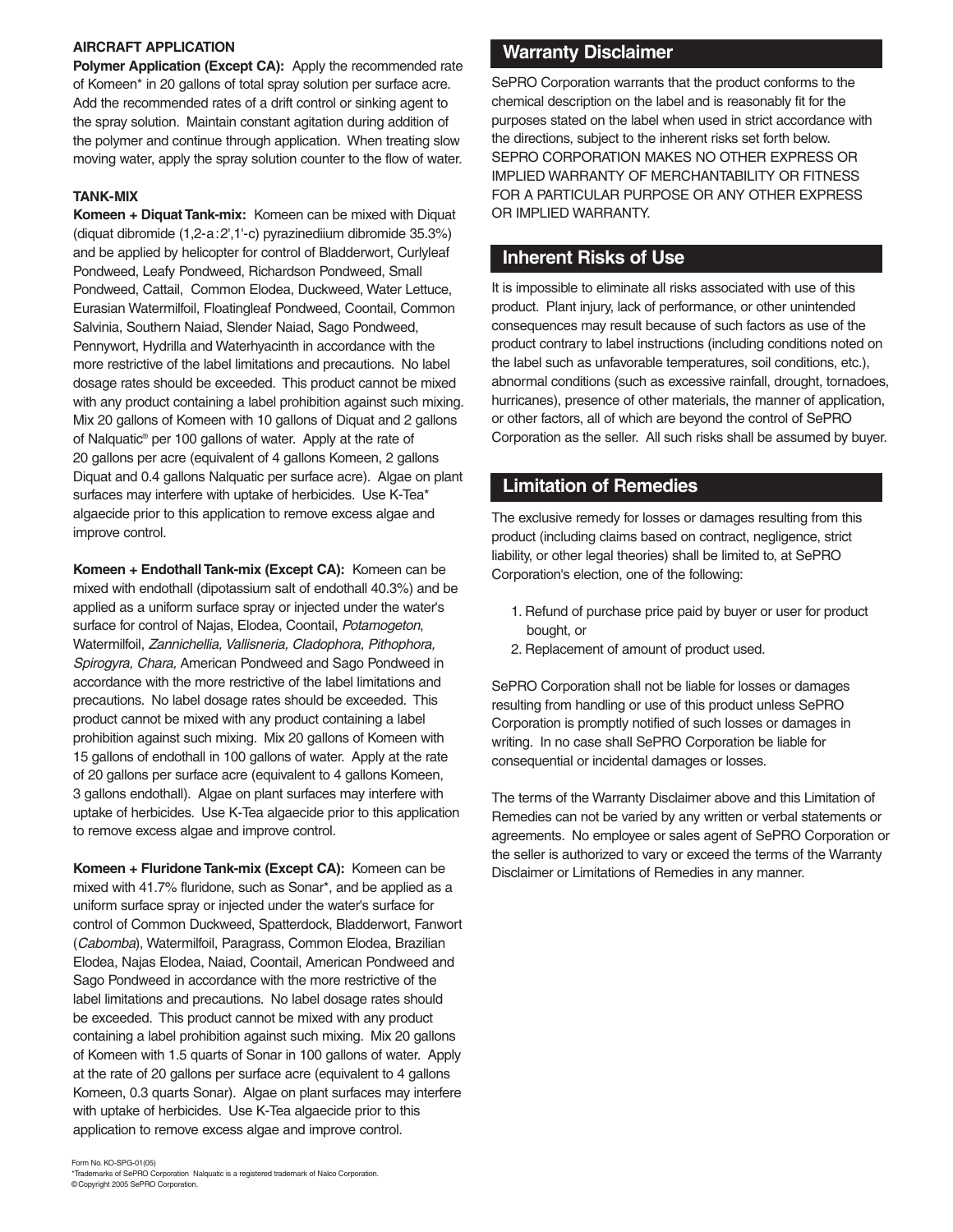**AIRCRAFT APPLICATION**

**Polymer Application (Except CA):** Apply the recommended rate of Komeen* in 20 gallons of total spray solution per surface acre. Add the recommended rates of a drift control or sinking agent to the spray solution. Maintain constant agitation during addition of the polymer and continue through application. When treating slow moving water, apply the spray solution counter to the flow of water.

**TANK-MIX**

**Komeen + Diquat Tank-mix:** Komeen can be mixed with Diquat (diquat dibromide (1,2-a:2',1'-c) pyrazinediium dibromide 35.3%) and be applied by helicopter for control of Bladderwort, Curlyleaf Pondweed, Leafy Pondweed, Richardson Pondweed, Small Pondweed, Cattail, Common Elodea, Duckweed, Water Lettuce, Eurasian Watermilfoil, Floatingleaf Pondweed, Coontail, Common Salvinia, Southern Naiad, Slender Naiad, Sago Pondweed, Pennywort, Hydrilla and Waterhyacinth in accordance with the more restrictive of the label limitations and precautions. No label dosage rates should be exceeded. This product cannot be mixed with any product containing a label prohibition against such mixing. Mix 20 gallons of Komeen with 10 gallons of Diquat and 2 gallons of Nalquatic® per 100 gallons of water. Apply at the rate of 20 gallons per acre (equivalent of 4 gallons Komeen, 2 gallons Diquat and 0.4 gallons Nalquatic per surface acre). Algae on plant surfaces may interfere with uptake of herbicides. Use K-Tea* algaecide prior to this application to remove excess algae and improve control.

**Komeen + Endothall Tank-mix (Except CA):** Komeen can be mixed with endothall (dipotassium salt of endothall 40.3%) and be applied as a uniform surface spray or injected under the water's surface for control of Najas, Elodea, Coontail, *Potamogeton*, Watermilfoil, *Zannichellia, Vallisneria, Cladophora, Pithophora, Spirogyra, Chara,* American Pondweed and Sago Pondweed in accordance with the more restrictive of the label limitations and precautions. No label dosage rates should be exceeded. This product cannot be mixed with any product containing a label prohibition against such mixing. Mix 20 gallons of Komeen with 15 gallons of endothall in 100 gallons of water. Apply at the rate of 20 gallons per surface acre (equivalent to 4 gallons Komeen, 3 gallons endothall). Algae on plant surfaces may interfere with uptake of herbicides. Use K-Tea algaecide prior to this application to remove excess algae and improve control.

**Komeen + Fluridone Tank-mix (Except CA):** Komeen can be mixed with 41.7% fluridone, such as Sonar*, and be applied as a uniform surface spray or injected under the water's surface for control of Common Duckweed, Spatterdock, Bladderwort, Fanwort (*Cabomba*), Watermilfoil, Paragrass, Common Elodea, Brazilian Elodea, Najas Elodea, Naiad, Coontail, American Pondweed and Sago Pondweed in accordance with the more restrictive of the label limitations and precautions. No label dosage rates should be exceeded. This product cannot be mixed with any product containing a label prohibition against such mixing. Mix 20 gallons of Komeen with 1.5 quarts of Sonar in 100 gallons of water. Apply at the rate of 20 gallons per surface acre (equivalent to 4 gallons Komeen, 0.3 quarts Sonar). Algae on plant surfaces may interfere with uptake of herbicides. Use K-Tea algaecide prior to this application to remove excess algae and improve control.

## Warranty Disclaimer

SePRO Corporation warrants that the product conforms to the chemical description on the label and is reasonably fit for the purposes stated on the label when used in strict accordance with the directions, subject to the inherent risks set forth below. SEPRO CORPORATION MAKES NO OTHER EXPRESS OR IMPLIED WARRANTY OF MERCHANTABILITY OR FITNESS FOR A PARTICULAR PURPOSE OR ANY OTHER EXPRESS OR IMPLIED WARRANTY.

## Inherent Risks of Use

It is impossible to eliminate all risks associated with use of this product. Plant injury, lack of performance, or other unintended consequences may result because of such factors as use of the product contrary to label instructions (including conditions noted on the label such as unfavorable temperatures, soil conditions, etc.), abnormal conditions (such as excessive rainfall, drought, tornadoes, hurricanes), presence of other materials, the manner of application, or other factors, all of which are beyond the control of SePRO Corporation as the seller. All such risks shall be assumed by buyer.

## Limitation of Remedies

The exclusive remedy for losses or damages resulting from this product (including claims based on contract, negligence, strict liability, or other legal theories) shall be limited to, at SePRO Corporation's election, one of the following:

1. Refund of purchase price paid by buyer or user for product bought, or
2. Replacement of amount of product used.

SePRO Corporation shall not be liable for losses or damages resulting from handling or use of this product unless SePRO Corporation is promptly notified of such losses or damages in writing. In no case shall SePRO Corporation be liable for consequential or incidental damages or losses.

The terms of the Warranty Disclaimer above and this Limitation of Remedies can not be varied by any written or verbal statements or agreements. No employee or sales agent of SePRO Corporation or the seller is authorized to vary or exceed the terms of the Warranty Disclaimer or Limitations of Remedies in any manner.

Form No. KO-SPG-01(05)
*Trademarks of SePRO Corporation Nalquatic is a registered trademark of Nalco Corporation.
©Copyright 2005 SePRO Corporation.